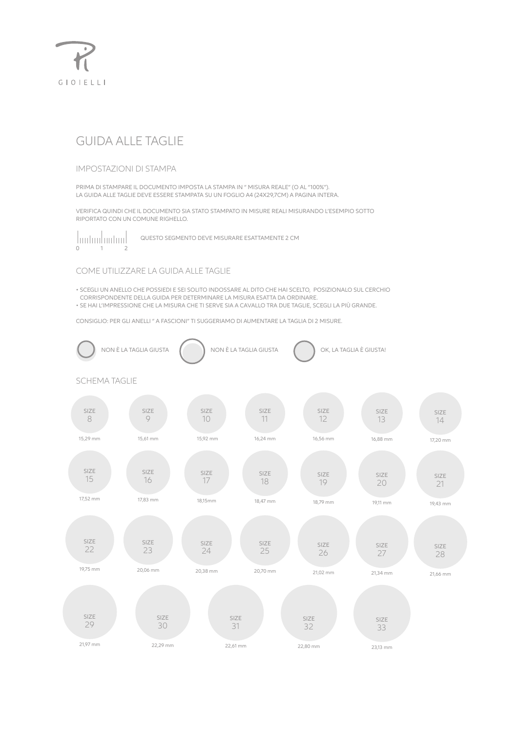PI GIOIELLI

# GUIDA ALLE TAGLIE

## IMPOSTAZIONI DI STAMPA

PRIMA DI STAMPARE IL DOCUMENTO IMPOSTA LA STAMPA IN " MISURA REALE" (O AL "100%").
LA GUIDA ALLE TAGLIE DEVE ESSERE STAMPATA SU UN FOGLIO A4 (24X29,7CM) A PAGINA INTERA.

VERIFICA QUINDI CHE IL DOCUMENTO SIA STATO STAMPATO IN MISURE REALI MISURANDO L'ESEMPIO SOTTO RIPORTATO CON UN COMUNE RIGHELLO.

0 1 2

QUESTO SEGMENTO DEVE MISURARE ESATTAMENTE 2 CM

## COME UTILIZZARE LA GUIDA ALLE TAGLIE

- SCEGLI UN ANELLO CHE POSSIEDI E SEI SOLITO INDOSSARE AL DITO CHE HAI SCELTO, POSIZIONALO SUL CERCHIO CORRISPONDENTE DELLA GUIDA PER DETERMINARE LA MISURA ESATTA DA ORDINARE.
- SE HAI L'IMPRESSIONE CHE LA MISURA CHE TI SERVE SIA A CAVALLO TRA DUE TAGLIE, SCEGLI LA PIÙ GRANDE.

CONSIGLIO: PER GLI ANELLI " A FASCIONI" TI SUGGERIAMO DI AUMENTARE LA TAGLIA DI 2 MISURE.

NON È LA TAGLIA GIUSTA — NON È LA TAGLIA GIUSTA — OK, LA TAGLIA È GIUSTA!

## SCHEMA TAGLIE

| SIZE | Diametro |
|---|---|
| 8 | 15,29 mm |
| 9 | 15,61 mm |
| 10 | 15,92 mm |
| 11 | 16,24 mm |
| 12 | 16,56 mm |
| 13 | 16,88 mm |
| 14 | 17,20 mm |
| 15 | 17,52 mm |
| 16 | 17,83 mm |
| 17 | 18,15mm |
| 18 | 18,47 mm |
| 19 | 18,79 mm |
| 20 | 19,11 mm |
| 21 | 19,43 mm |
| 22 | 19,75 mm |
| 23 | 20,06 mm |
| 24 | 20,38 mm |
| 25 | 20,70 mm |
| 26 | 21,02 mm |
| 27 | 21,34 mm |
| 28 | 21,66 mm |
| 29 | 21,97 mm |
| 30 | 22,29 mm |
| 31 | 22,61 mm |
| 32 | 22,80 mm |
| 33 | 23,13 mm |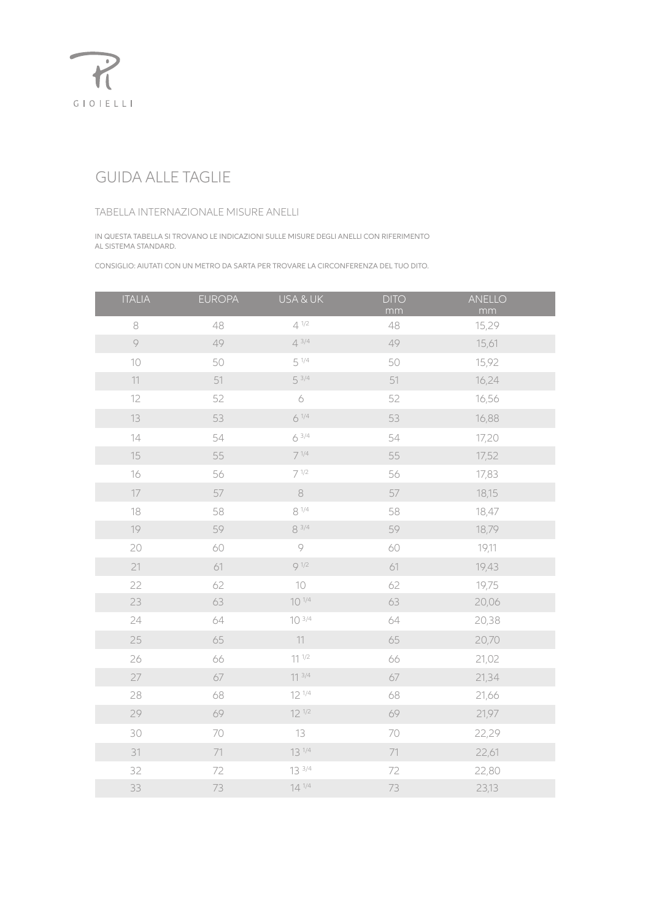PI
GIOIELLI

# GUIDA ALLE TAGLIE

## TABELLA INTERNAZIONALE MISURE ANELLI

IN QUESTA TABELLA SI TROVANO LE INDICAZIONI SULLE MISURE DEGLI ANELLI CON RIFERIMENTO AL SISTEMA STANDARD.

CONSIGLIO: AIUTATI CON UN METRO DA SARTA PER TROVARE LA CIRCONFERENZA DEL TUO DITO.

| ITALIA | EUROPA | USA & UK | DITO mm | ANELLO mm |
|---|---|---|---|---|
| 8 | 48 | 4 1/2 | 48 | 15,29 |
| 9 | 49 | 4 3/4 | 49 | 15,61 |
| 10 | 50 | 5 1/4 | 50 | 15,92 |
| 11 | 51 | 5 3/4 | 51 | 16,24 |
| 12 | 52 | 6 | 52 | 16,56 |
| 13 | 53 | 6 1/4 | 53 | 16,88 |
| 14 | 54 | 6 3/4 | 54 | 17,20 |
| 15 | 55 | 7 1/4 | 55 | 17,52 |
| 16 | 56 | 7 1/2 | 56 | 17,83 |
| 17 | 57 | 8 | 57 | 18,15 |
| 18 | 58 | 8 1/4 | 58 | 18,47 |
| 19 | 59 | 8 3/4 | 59 | 18,79 |
| 20 | 60 | 9 | 60 | 19,11 |
| 21 | 61 | 9 1/2 | 61 | 19,43 |
| 22 | 62 | 10 | 62 | 19,75 |
| 23 | 63 | 10 1/4 | 63 | 20,06 |
| 24 | 64 | 10 3/4 | 64 | 20,38 |
| 25 | 65 | 11 | 65 | 20,70 |
| 26 | 66 | 11 1/2 | 66 | 21,02 |
| 27 | 67 | 11 3/4 | 67 | 21,34 |
| 28 | 68 | 12 1/4 | 68 | 21,66 |
| 29 | 69 | 12 1/2 | 69 | 21,97 |
| 30 | 70 | 13 | 70 | 22,29 |
| 31 | 71 | 13 1/4 | 71 | 22,61 |
| 32 | 72 | 13 3/4 | 72 | 22,80 |
| 33 | 73 | 14 1/4 | 73 | 23,13 |